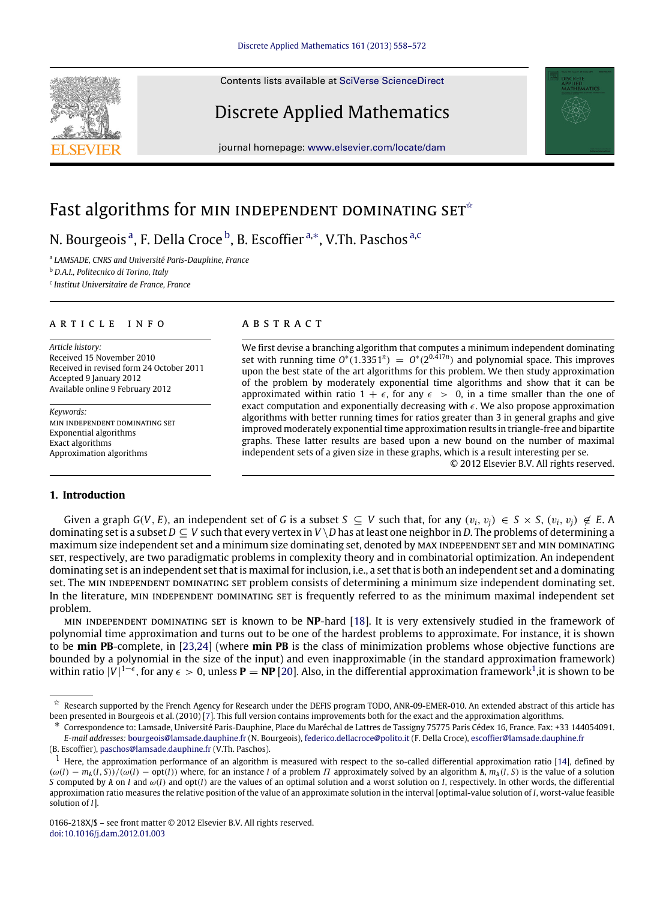# Fast algorithms for MIN INDEPENDENT DOMINATING SET[☆]

N. Bourgeois [a], F. Della Croce [b], B. Escoffier [a,*], V.Th. Paschos [a,c]

[a] LAMSADE, CNRS and Université Paris-Dauphine, France

[b] D.A.I., Politecnico di Torino, Italy

[c] Institut Universitaire de France, France

## ARTICLE INFO

*Article history:*
Received 15 November 2010
Received in revised form 24 October 2011
Accepted 9 January 2012
Available online 9 February 2012

*Keywords:*
MIN INDEPENDENT DOMINATING SET
Exponential algorithms
Exact algorithms
Approximation algorithms

## ABSTRACT

We first devise a branching algorithm that computes a minimum independent dominating set with running time $O^*(1.3351^n) = O^*(2^{0.417n})$ and polynomial space. This improves upon the best state of the art algorithms for this problem. We then study approximation of the problem by moderately exponential time algorithms and show that it can be approximated within ratio $1+\epsilon$, for any $\epsilon > 0$, in a time smaller than the one of exact computation and exponentially decreasing with $\epsilon$. We also propose approximation algorithms with better running times for ratios greater than 3 in general graphs and give improved moderately exponential time approximation results in triangle-free and bipartite graphs. These latter results are based upon a new bound on the number of maximal independent sets of a given size in these graphs, which is a result interesting per se.

© 2012 Elsevier B.V. All rights reserved.

## 1. Introduction

Given a graph $G(V,E)$, an independent set of $G$ is a subset $S \subseteq V$ such that, for any $(v_i, v_j) \in S \times S$, $(v_i, v_j) \notin E$. A dominating set is a subset $D \subseteq V$ such that every vertex in $V \setminus D$ has at least one neighbor in $D$. The problems of determining a maximum size independent set and a minimum size dominating set, denoted by MAX INDEPENDENT SET and MIN DOMINATING SET, respectively, are two paradigmatic problems in complexity theory and in combinatorial optimization. An independent dominating set is an independent set that is maximal for inclusion, i.e., a set that is both an independent set and a dominating set. The MIN INDEPENDENT DOMINATING SET problem consists of determining a minimum size independent dominating set. In the literature, MIN INDEPENDENT DOMINATING SET is frequently referred to as the minimum maximal independent set problem.

MIN INDEPENDENT DOMINATING SET is known to be **NP**-hard [18]. It is very extensively studied in the framework of polynomial time approximation and turns out to be one of the hardest problems to approximate. For instance, it is shown to be **min PB**-complete, in [23,24] (where **min PB** is the class of minimization problems whose objective functions are bounded by a polynomial in the size of the input) and even inapproximable (in the standard approximation framework) within ratio $|V|^{1-\epsilon}$, for any $\epsilon > 0$, unless **P** = **NP** [20]. Also, in the differential approximation framework[1],it is shown to be

---

☆ Research supported by the French Agency for Research under the DEFIS program TODO, ANR-09-EMER-010. An extended abstract of this article has been presented in Bourgeois et al. (2010) [7]. This full version contains improvements both for the exact and the approximation algorithms.

\* Correspondence to: Lamsade, Université Paris-Dauphine, Place du Maréchal de Lattres de Tassigny 75775 Paris Cédex 16, France. Fax: +33 144054091.
*E-mail addresses:* bourgeois@lamsade.dauphine.fr (N. Bourgeois), federico.dellacroce@polito.it (F. Della Croce), escoffier@lamsade.dauphine.fr (B. Escoffier), paschos@lamsade.dauphine.fr (V.Th. Paschos).

1 Here, the approximation performance of an algorithm is measured with respect to the so-called differential approximation ratio [14], defined by $(\omega(I) - m_{\mathtt{A}}(I,S))/(\omega(I) - \mathrm{opt}(I))$ where, for an instance $I$ of a problem $\Pi$ approximately solved by an algorithm $\mathtt{A}$, $m_{\mathtt{A}}(I,S)$ is the value of a solution $S$ computed by $\mathtt{A}$ on $I$ and $\omega(I)$ and $\mathrm{opt}(I)$ are the values of an optimal solution and a worst solution on $I$, respectively. In other words, the differential approximation ratio measures the relative position of the value of an approximate solution in the interval [optimal-value solution of $I$, worst-value feasible solution of $I$].

0166-218X/$ – see front matter © 2012 Elsevier B.V. All rights reserved.
doi:10.1016/j.dam.2012.01.003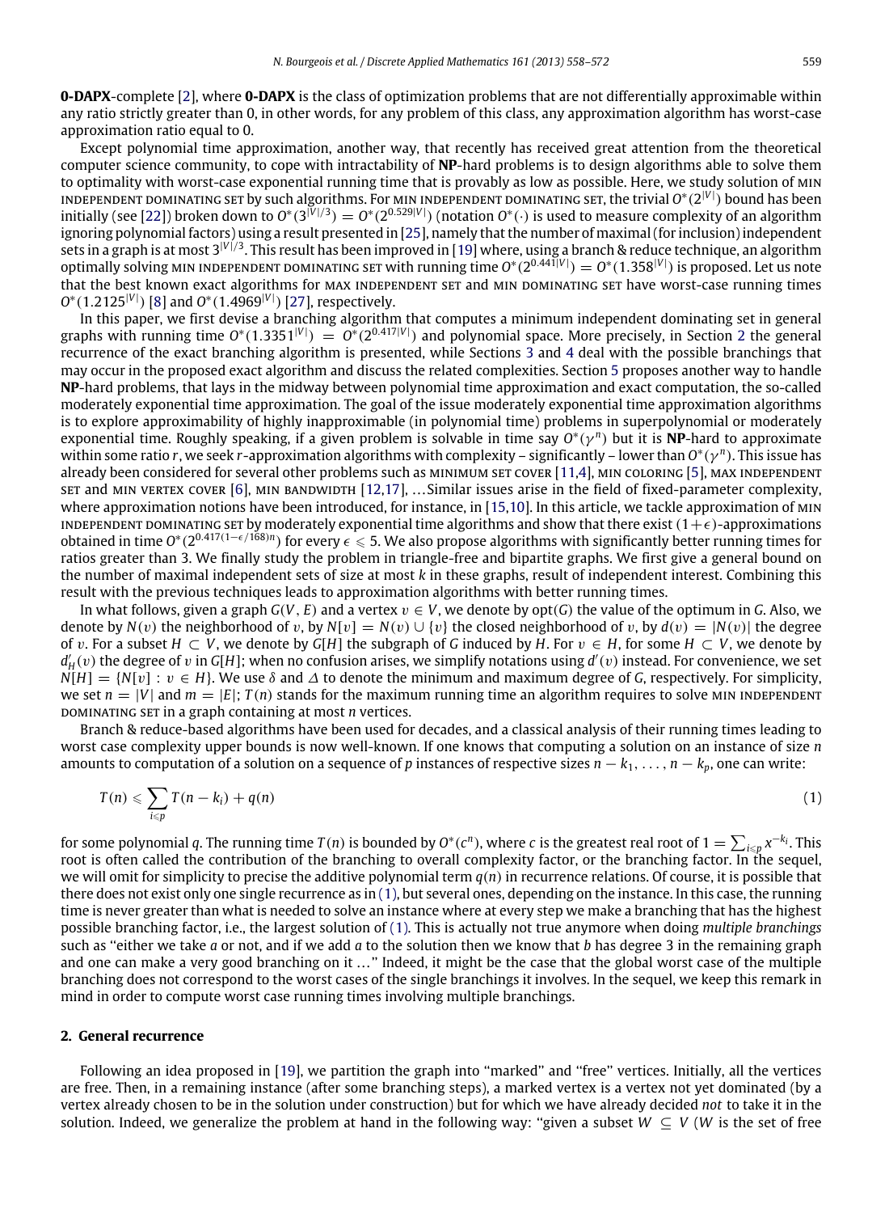**0-DAPX**-complete [2], where **0-DAPX** is the class of optimization problems that are not differentially approximable within any ratio strictly greater than 0, in other words, for any problem of this class, any approximation algorithm has worst-case approximation ratio equal to 0.

Except polynomial time approximation, another way, that recently has received great attention from the theoretical computer science community, to cope with intractability of **NP**-hard problems is to design algorithms able to solve them to optimality with worst-case exponential running time that is provably as low as possible. Here, we study solution of MIN INDEPENDENT DOMINATING SET by such algorithms. For MIN INDEPENDENT DOMINATING SET, the trivial $O^*(2^{|V|})$ bound has been initially (see [22]) broken down to $O^*(3^{|V|/3}) = O^*(2^{0.529|V|})$ (notation $O^*(\cdot)$ is used to measure complexity of an algorithm ignoring polynomial factors) using a result presented in [25], namely that the number of maximal (for inclusion) independent sets in a graph is at most $3^{|V|/3}$. This result has been improved in [19] where, using a branch & reduce technique, an algorithm optimally solving MIN INDEPENDENT DOMINATING SET with running time $O^*(2^{0.441|V|}) = O^*(1.358^{|V|})$ is proposed. Let us note that the best known exact algorithms for MAX INDEPENDENT SET and MIN DOMINATING SET have worst-case running times $O^*(1.2125^{|V|})$ [8] and $O^*(1.4969^{|V|})$ [27], respectively.

In this paper, we first devise a branching algorithm that computes a minimum independent dominating set in general graphs with running time $O^*(1.3351^{|V|}) = O^*(2^{0.417|V|})$ and polynomial space. More precisely, in Section 2 the general recurrence of the exact branching algorithm is presented, while Sections 3 and 4 deal with the possible branchings that may occur in the proposed exact algorithm and discuss the related complexities. Section 5 proposes another way to handle **NP**-hard problems, that lays in the midway between polynomial time approximation and exact computation, the so-called moderately exponential time approximation. The goal of the issue moderately exponential time approximation algorithms is to explore approximability of highly inapproximable (in polynomial time) problems in superpolynomial or moderately exponential time. Roughly speaking, if a given problem is solvable in time say $O^*(\gamma^n)$ but it is **NP**-hard to approximate within some ratio $r$, we seek $r$-approximation algorithms with complexity – significantly – lower than $O^*(\gamma^n)$. This issue has already been considered for several other problems such as MINIMUM SET COVER [11,4], MIN COLORING [5], MAX INDEPENDENT SET and MIN VERTEX COVER [6], MIN BANDWIDTH [12,17], ...Similar issues arise in the field of fixed-parameter complexity, where approximation notions have been introduced, for instance, in [15,10]. In this article, we tackle approximation of MIN INDEPENDENT DOMINATING SET by moderately exponential time algorithms and show that there exist $(1+\epsilon)$-approximations obtained in time $O^*(2^{0.417(1-\epsilon/168)n})$ for every $\epsilon \leqslant 5$. We also propose algorithms with significantly better running times for ratios greater than 3. We finally study the problem in triangle-free and bipartite graphs. We first give a general bound on the number of maximal independent sets of size at most $k$ in these graphs, result of independent interest. Combining this result with the previous techniques leads to approximation algorithms with better running times.

In what follows, given a graph $G(V, E)$ and a vertex $v \in V$, we denote by opt$(G)$ the value of the optimum in $G$. Also, we denote by $N(v)$ the neighborhood of $v$, by $N[v] = N(v) \cup \{v\}$ the closed neighborhood of $v$, by $d(v) = |N(v)|$ the degree of $v$. For a subset $H \subset V$, we denote by $G[H]$ the subgraph of $G$ induced by $H$. For $v \in H$, for some $H \subset V$, we denote by $d'_H(v)$ the degree of $v$ in $G[H]$; when no confusion arises, we simplify notations using $d'(v)$ instead. For convenience, we set $N[H] = \{N[v] : v \in H\}$. We use $\delta$ and $\Delta$ to denote the minimum and maximum degree of $G$, respectively. For simplicity, we set $n = |V|$ and $m = |E|$; $T(n)$ stands for the maximum running time an algorithm requires to solve MIN INDEPENDENT DOMINATING SET in a graph containing at most $n$ vertices.

Branch & reduce-based algorithms have been used for decades, and a classical analysis of their running times leading to worst case complexity upper bounds is now well-known. If one knows that computing a solution on an instance of size $n$ amounts to computation of a solution on a sequence of $p$ instances of respective sizes $n - k_1, \ldots, n - k_p$, one can write:

$$T(n) \leqslant \sum_{i \leqslant p} T(n - k_i) + q(n) \tag{1}$$

for some polynomial $q$. The running time $T(n)$ is bounded by $O^*(c^n)$, where $c$ is the greatest real root of $1 = \sum_{i \leqslant p} x^{-k_i}$. This root is often called the contribution of the branching to overall complexity factor, or the branching factor. In the sequel, we will omit for simplicity to precise the additive polynomial term $q(n)$ in recurrence relations. Of course, it is possible that there does not exist only one single recurrence as in (1), but several ones, depending on the instance. In this case, the running time is never greater than what is needed to solve an instance where at every step we make a branching that has the highest possible branching factor, i.e., the largest solution of (1). This is actually not true anymore when doing *multiple branchings* such as "either we take $a$ or not, and if we add $a$ to the solution then we know that $b$ has degree 3 in the remaining graph and one can make a very good branching on it ..." Indeed, it might be the case that the global worst case of the multiple branching does not correspond to the worst cases of the single branchings it involves. In the sequel, we keep this remark in mind in order to compute worst case running times involving multiple branchings.

## 2. General recurrence

Following an idea proposed in [19], we partition the graph into "marked" and "free" vertices. Initially, all the vertices are free. Then, in a remaining instance (after some branching steps), a marked vertex is a vertex not yet dominated (by a vertex already chosen to be in the solution under construction) but for which we have already decided *not* to take it in the solution. Indeed, we generalize the problem at hand in the following way: "given a subset $W \subseteq V$ ($W$ is the set of free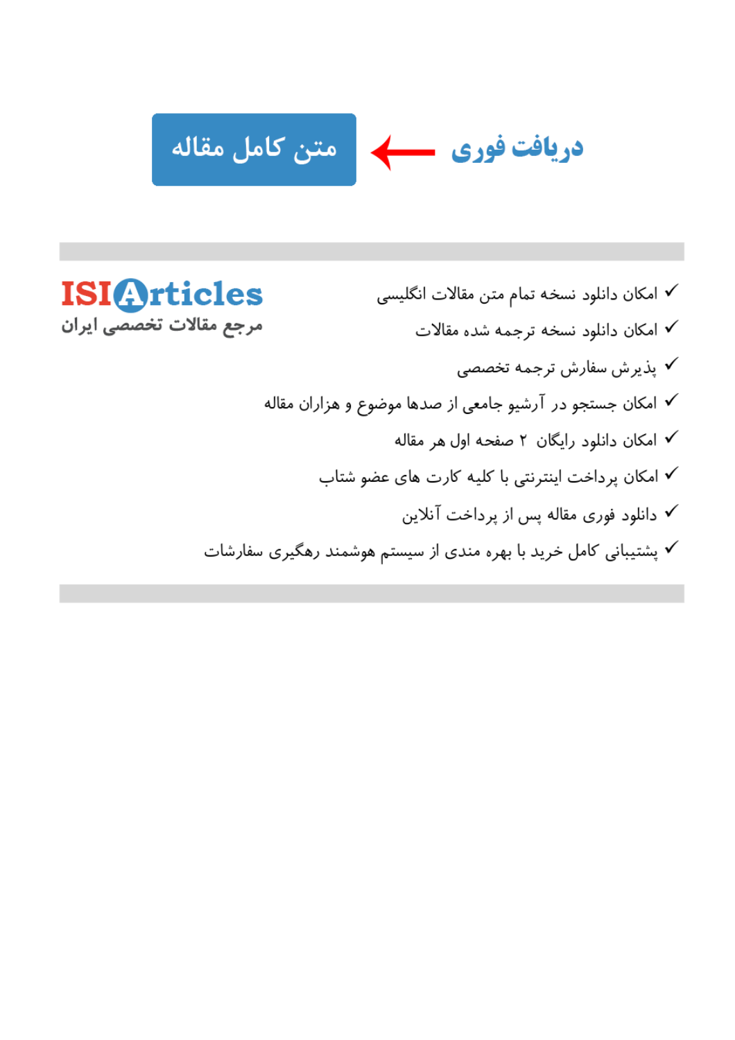دریافت فوری ← متن کامل مقاله

**ISIArticles**
مرجع مقالات تخصصی ایران

- ✓ امکان دانلود نسخه تمام متن مقالات انگلیسی
- ✓ امکان دانلود نسخه ترجمه شده مقالات
- ✓ پذیرش سفارش ترجمه تخصصی
- ✓ امکان جستجو در آرشیو جامعی از صدها موضوع و هزاران مقاله
- ✓ امکان دانلود رایگان ۲ صفحه اول هر مقاله
- ✓ امکان پرداخت اینترنتی با کلیه کارت های عضو شتاب
- ✓ دانلود فوری مقاله پس از پرداخت آنلاین
- ✓ پشتیبانی کامل خرید با بهره مندی از سیستم هوشمند رهگیری سفارشات